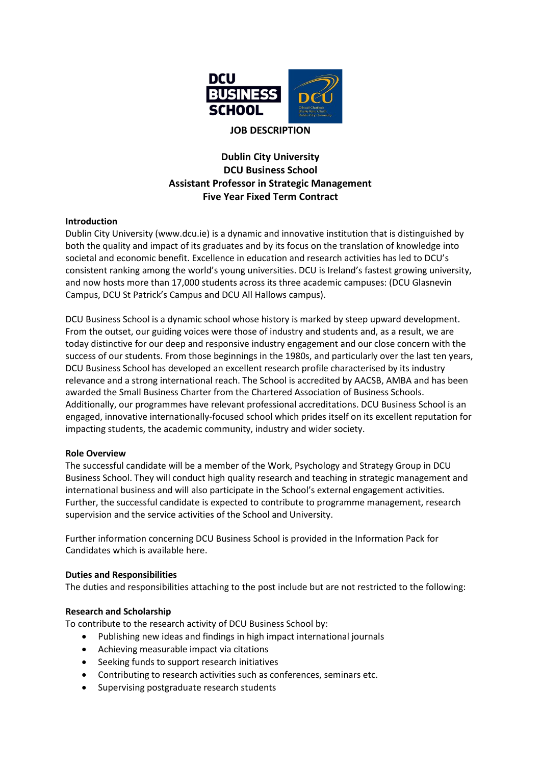**JOB DESCRIPTION**

# Dublin City University
# DCU Business School
# Assistant Professor in Strategic Management
# Five Year Fixed Term Contract

## Introduction

Dublin City University (www.dcu.ie) is a dynamic and innovative institution that is distinguished by both the quality and impact of its graduates and by its focus on the translation of knowledge into societal and economic benefit. Excellence in education and research activities has led to DCU's consistent ranking among the world's young universities. DCU is Ireland's fastest growing university, and now hosts more than 17,000 students across its three academic campuses: (DCU Glasnevin Campus, DCU St Patrick's Campus and DCU All Hallows campus).

DCU Business School is a dynamic school whose history is marked by steep upward development. From the outset, our guiding voices were those of industry and students and, as a result, we are today distinctive for our deep and responsive industry engagement and our close concern with the success of our students. From those beginnings in the 1980s, and particularly over the last ten years, DCU Business School has developed an excellent research profile characterised by its industry relevance and a strong international reach. The School is accredited by AACSB, AMBA and has been awarded the Small Business Charter from the Chartered Association of Business Schools. Additionally, our programmes have relevant professional accreditations. DCU Business School is an engaged, innovative internationally-focused school which prides itself on its excellent reputation for impacting students, the academic community, industry and wider society.

## Role Overview

The successful candidate will be a member of the Work, Psychology and Strategy Group in DCU Business School. They will conduct high quality research and teaching in strategic management and international business and will also participate in the School's external engagement activities. Further, the successful candidate is expected to contribute to programme management, research supervision and the service activities of the School and University.

Further information concerning DCU Business School is provided in the Information Pack for Candidates which is available here.

## Duties and Responsibilities

The duties and responsibilities attaching to the post include but are not restricted to the following:

### Research and Scholarship

To contribute to the research activity of DCU Business School by:

- Publishing new ideas and findings in high impact international journals
- Achieving measurable impact via citations
- Seeking funds to support research initiatives
- Contributing to research activities such as conferences, seminars etc.
- Supervising postgraduate research students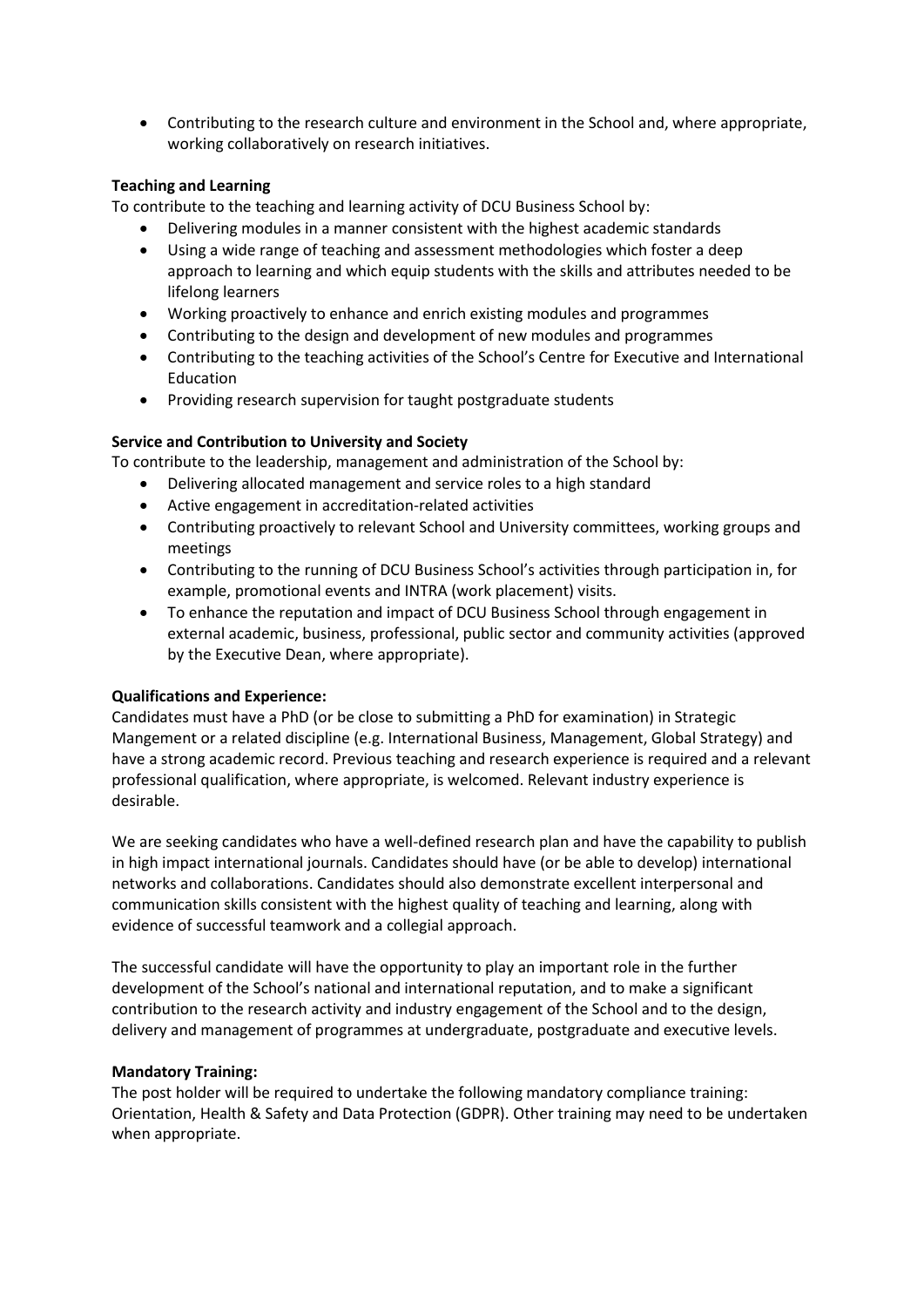- Contributing to the research culture and environment in the School and, where appropriate, working collaboratively on research initiatives.

**Teaching and Learning**

To contribute to the teaching and learning activity of DCU Business School by:

- Delivering modules in a manner consistent with the highest academic standards
- Using a wide range of teaching and assessment methodologies which foster a deep approach to learning and which equip students with the skills and attributes needed to be lifelong learners
- Working proactively to enhance and enrich existing modules and programmes
- Contributing to the design and development of new modules and programmes
- Contributing to the teaching activities of the School's Centre for Executive and International Education
- Providing research supervision for taught postgraduate students

**Service and Contribution to University and Society**

To contribute to the leadership, management and administration of the School by:

- Delivering allocated management and service roles to a high standard
- Active engagement in accreditation-related activities
- Contributing proactively to relevant School and University committees, working groups and meetings
- Contributing to the running of DCU Business School's activities through participation in, for example, promotional events and INTRA (work placement) visits.
- To enhance the reputation and impact of DCU Business School through engagement in external academic, business, professional, public sector and community activities (approved by the Executive Dean, where appropriate).

**Qualifications and Experience:**

Candidates must have a PhD (or be close to submitting a PhD for examination) in Strategic Mangement or a related discipline (e.g. International Business, Management, Global Strategy) and have a strong academic record. Previous teaching and research experience is required and a relevant professional qualification, where appropriate, is welcomed. Relevant industry experience is desirable.

We are seeking candidates who have a well-defined research plan and have the capability to publish in high impact international journals. Candidates should have (or be able to develop) international networks and collaborations. Candidates should also demonstrate excellent interpersonal and communication skills consistent with the highest quality of teaching and learning, along with evidence of successful teamwork and a collegial approach.

The successful candidate will have the opportunity to play an important role in the further development of the School's national and international reputation, and to make a significant contribution to the research activity and industry engagement of the School and to the design, delivery and management of programmes at undergraduate, postgraduate and executive levels.

**Mandatory Training:**

The post holder will be required to undertake the following mandatory compliance training: Orientation, Health & Safety and Data Protection (GDPR). Other training may need to be undertaken when appropriate.